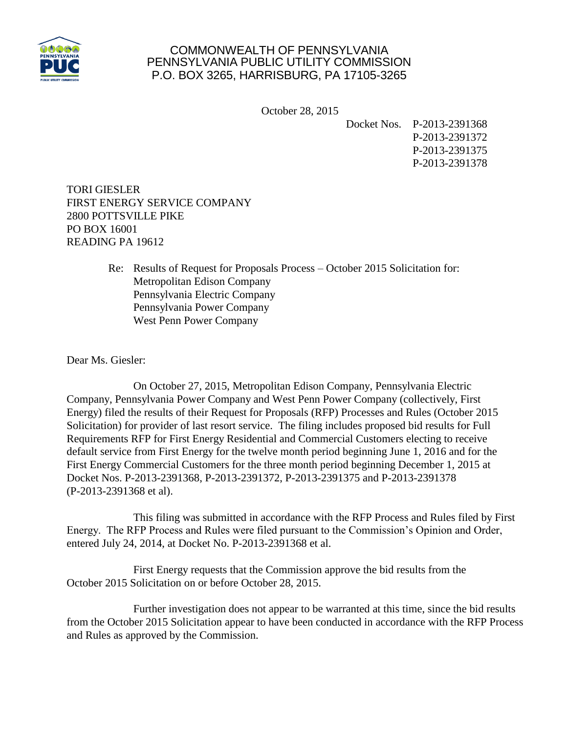COMMONWEALTH OF PENNSYLVANIA
PENNSYLVANIA PUBLIC UTILITY COMMISSION
P.O. BOX 3265, HARRISBURG, PA 17105-3265

October 28, 2015

Docket Nos. P-2013-2391368
P-2013-2391372
P-2013-2391375
P-2013-2391378

TORI GIESLER
FIRST ENERGY SERVICE COMPANY
2800 POTTSVILLE PIKE
PO BOX 16001
READING PA 19612

Re: Results of Request for Proposals Process – October 2015 Solicitation for:
Metropolitan Edison Company
Pennsylvania Electric Company
Pennsylvania Power Company
West Penn Power Company

Dear Ms. Giesler:

On October 27, 2015, Metropolitan Edison Company, Pennsylvania Electric Company, Pennsylvania Power Company and West Penn Power Company (collectively, First Energy) filed the results of their Request for Proposals (RFP) Processes and Rules (October 2015 Solicitation) for provider of last resort service. The filing includes proposed bid results for Full Requirements RFP for First Energy Residential and Commercial Customers electing to receive default service from First Energy for the twelve month period beginning June 1, 2016 and for the First Energy Commercial Customers for the three month period beginning December 1, 2015 at Docket Nos. P-2013-2391368, P-2013-2391372, P-2013-2391375 and P-2013-2391378 (P-2013-2391368 et al).

This filing was submitted in accordance with the RFP Process and Rules filed by First Energy. The RFP Process and Rules were filed pursuant to the Commission's Opinion and Order, entered July 24, 2014, at Docket No. P-2013-2391368 et al.

First Energy requests that the Commission approve the bid results from the October 2015 Solicitation on or before October 28, 2015.

Further investigation does not appear to be warranted at this time, since the bid results from the October 2015 Solicitation appear to have been conducted in accordance with the RFP Process and Rules as approved by the Commission.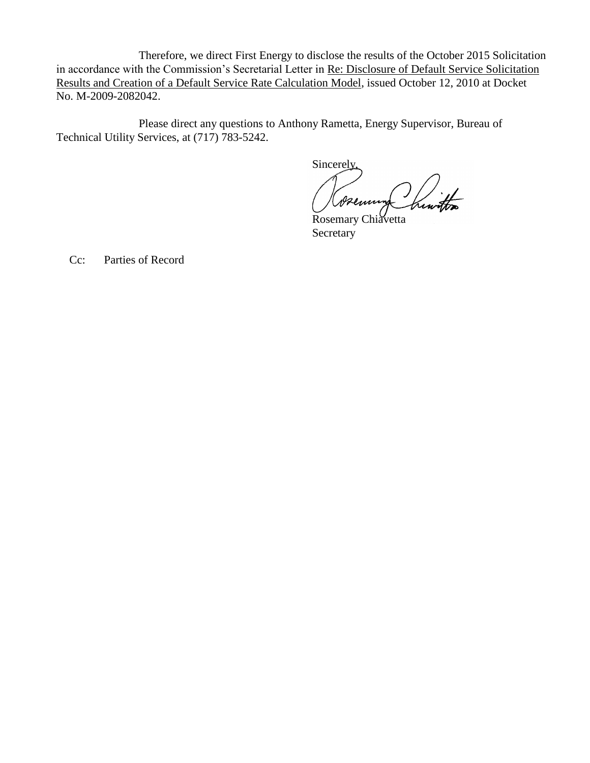Therefore, we direct First Energy to disclose the results of the October 2015 Solicitation in accordance with the Commission's Secretarial Letter in Re: Disclosure of Default Service Solicitation Results and Creation of a Default Service Rate Calculation Model, issued October 12, 2010 at Docket No. M-2009-2082042.

Please direct any questions to Anthony Rametta, Energy Supervisor, Bureau of Technical Utility Services, at (717) 783-5242.

Sincerely,

Rosemary Chiavetta
Secretary

Cc: Parties of Record